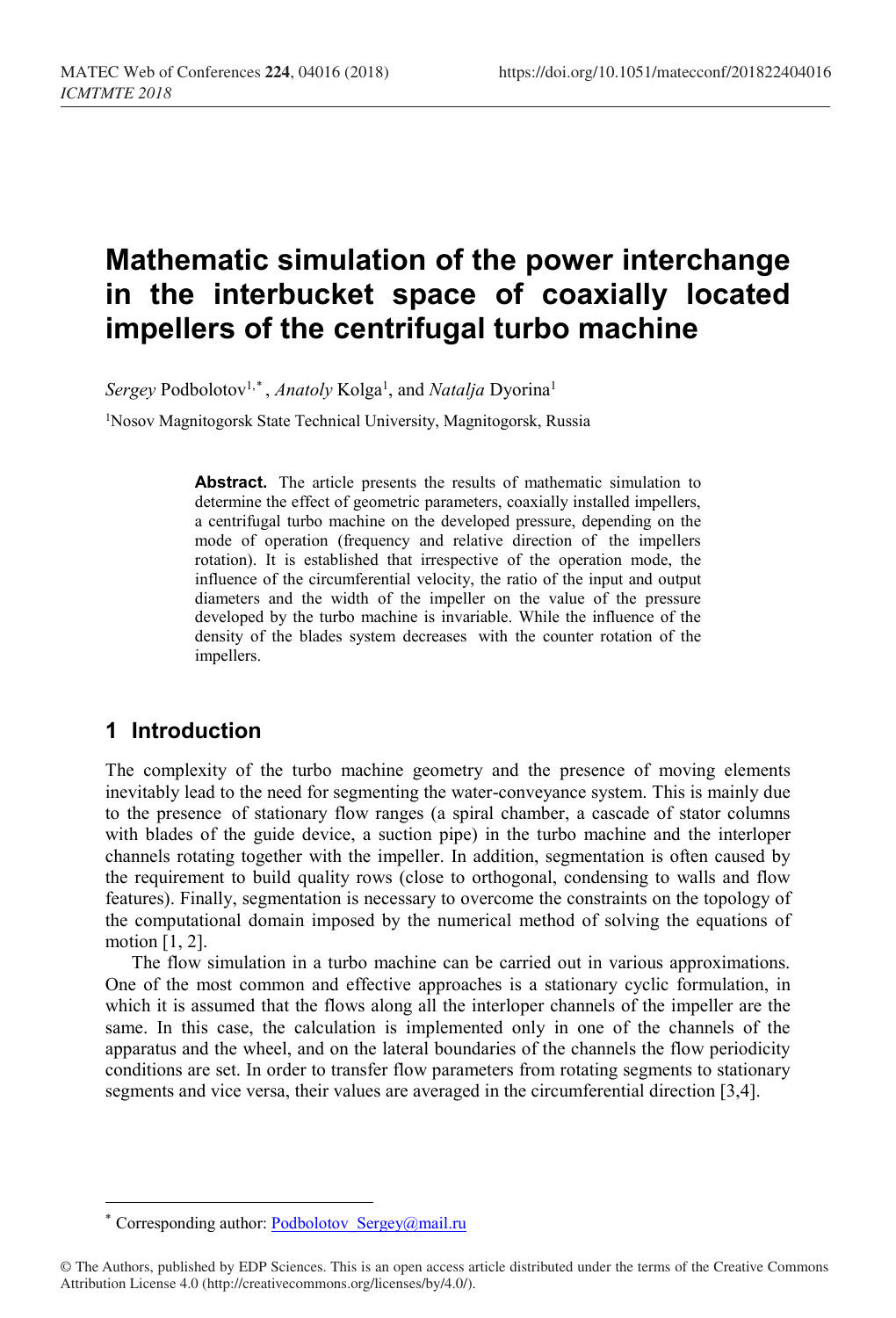# Mathematic simulation of the power interchange in the interbucket space of coaxially located impellers of the centrifugal turbo machine

*Sergey* Podbolotov[1,*], *Anatoly* Kolga[1], and *Natalja* Dyorina[1]

[1]Nosov Magnitogorsk State Technical University, Magnitogorsk, Russia

> **Abstract.** The article presents the results of mathematic simulation to determine the effect of geometric parameters, coaxially installed impellers, a centrifugal turbo machine on the developed pressure, depending on the mode of operation (frequency and relative direction of the impellers rotation). It is established that irrespective of the operation mode, the influence of the circumferential velocity, the ratio of the input and output diameters and the width of the impeller on the value of the pressure developed by the turbo machine is invariable. While the influence of the density of the blades system decreases with the counter rotation of the impellers.

## 1 Introduction

The complexity of the turbo machine geometry and the presence of moving elements inevitably lead to the need for segmenting the water-conveyance system. This is mainly due to the presence of stationary flow ranges (a spiral chamber, a cascade of stator columns with blades of the guide device, a suction pipe) in the turbo machine and the interloper channels rotating together with the impeller. In addition, segmentation is often caused by the requirement to build quality rows (close to orthogonal, condensing to walls and flow features). Finally, segmentation is necessary to overcome the constraints on the topology of the computational domain imposed by the numerical method of solving the equations of motion [1, 2].

The flow simulation in a turbo machine can be carried out in various approximations. One of the most common and effective approaches is a stationary cyclic formulation, in which it is assumed that the flows along all the interloper channels of the impeller are the same. In this case, the calculation is implemented only in one of the channels of the apparatus and the wheel, and on the lateral boundaries of the channels the flow periodicity conditions are set. In order to transfer flow parameters from rotating segments to stationary segments and vice versa, their values are averaged in the circumferential direction [3,4].

* Corresponding author: Podbolotov_Sergey@mail.ru

© The Authors, published by EDP Sciences. This is an open access article distributed under the terms of the Creative Commons Attribution License 4.0 (http://creativecommons.org/licenses/by/4.0/).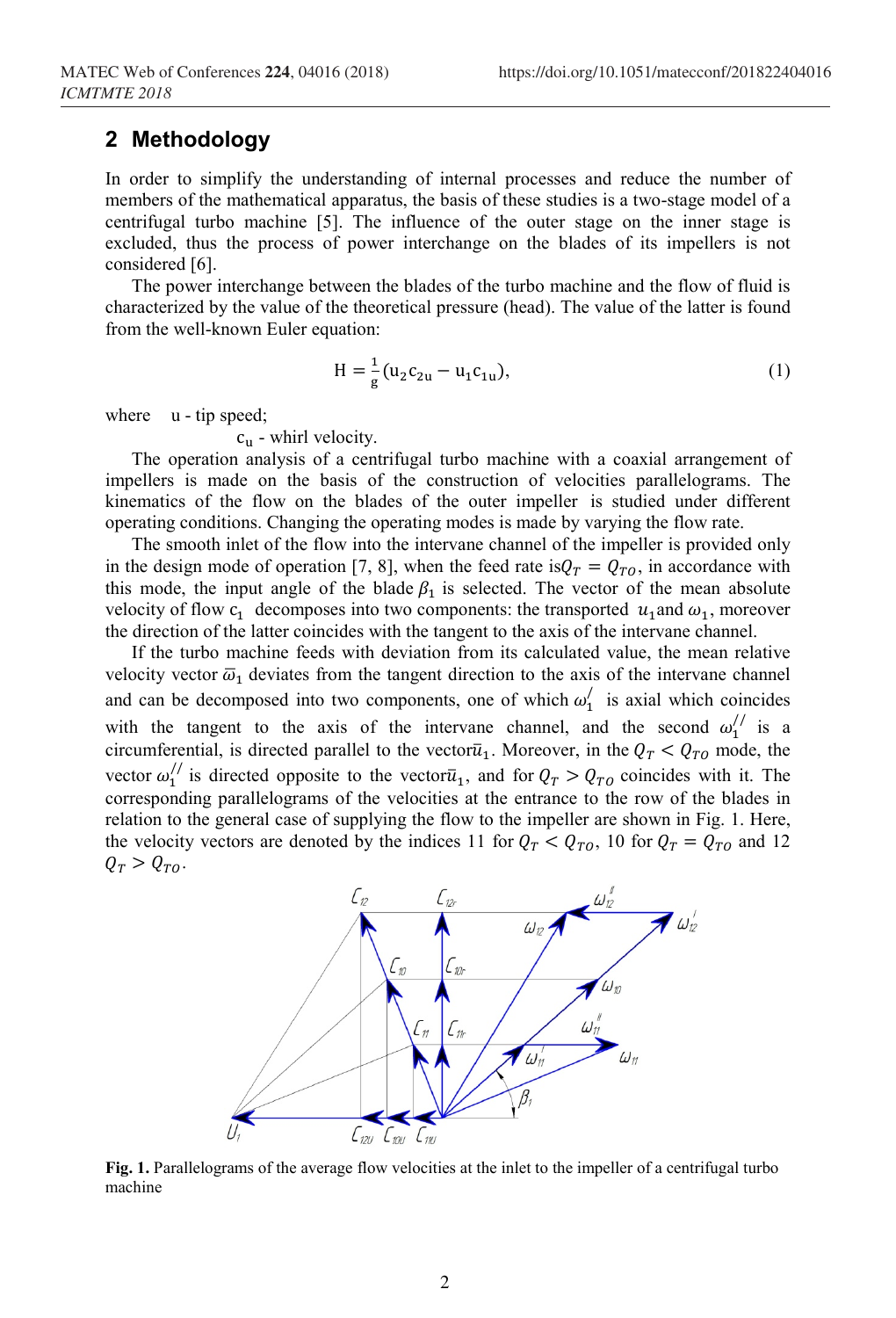## 2 Methodology

In order to simplify the understanding of internal processes and reduce the number of members of the mathematical apparatus, the basis of these studies is a two-stage model of a centrifugal turbo machine [5]. The influence of the outer stage on the inner stage is excluded, thus the process of power interchange on the blades of its impellers is not considered [6].

The power interchange between the blades of the turbo machine and the flow of fluid is characterized by the value of the theoretical pressure (head). The value of the latter is found from the well-known Euler equation:

$$\mathrm{H} = \frac{1}{\mathrm{g}}(\mathrm{u}_2\mathrm{c}_{2\mathrm{u}} - \mathrm{u}_1\mathrm{c}_{1\mathrm{u}}), \tag{1}$$

where $\mathrm{u}$ - tip speed;

$\mathrm{c}_\mathrm{u}$ - whirl velocity.

The operation analysis of a centrifugal turbo machine with a coaxial arrangement of impellers is made on the basis of the construction of velocities parallelograms. The kinematics of the flow on the blades of the outer impeller is studied under different operating conditions. Changing the operating modes is made by varying the flow rate.

The smooth inlet of the flow into the intervane channel of the impeller is provided only in the design mode of operation [7, 8], when the feed rate is$Q_T = Q_{TO}$, in accordance with this mode, the input angle of the blade $\beta_1$ is selected. The vector of the mean absolute velocity of flow $\mathrm{c}_1$ decomposes into two components: the transported $u_1$and $\omega_1$, moreover the direction of the latter coincides with the tangent to the axis of the intervane channel.

If the turbo machine feeds with deviation from its calculated value, the mean relative velocity vector $\bar{\omega}_1$ deviates from the tangent direction to the axis of the intervane channel and can be decomposed into two components, one of which $\omega_1^{/}$ is axial which coincides with the tangent to the axis of the intervane channel, and the second $\omega_1^{//}$ is a circumferential, is directed parallel to the vector$\bar{u}_1$. Moreover, in the $Q_T < Q_{TO}$ mode, the vector $\omega_1^{//}$ is directed opposite to the vector$\bar{u}_1$, and for $Q_T > Q_{TO}$ coincides with it. The corresponding parallelograms of the velocities at the entrance to the row of the blades in relation to the general case of supplying the flow to the impeller are shown in Fig. 1. Here, the velocity vectors are denoted by the indices 11 for $Q_T < Q_{TO}$, 10 for $Q_T = Q_{TO}$ and 12 $Q_T > Q_{TO}$.

**Fig. 1.** Parallelograms of the average flow velocities at the inlet to the impeller of a centrifugal turbo machine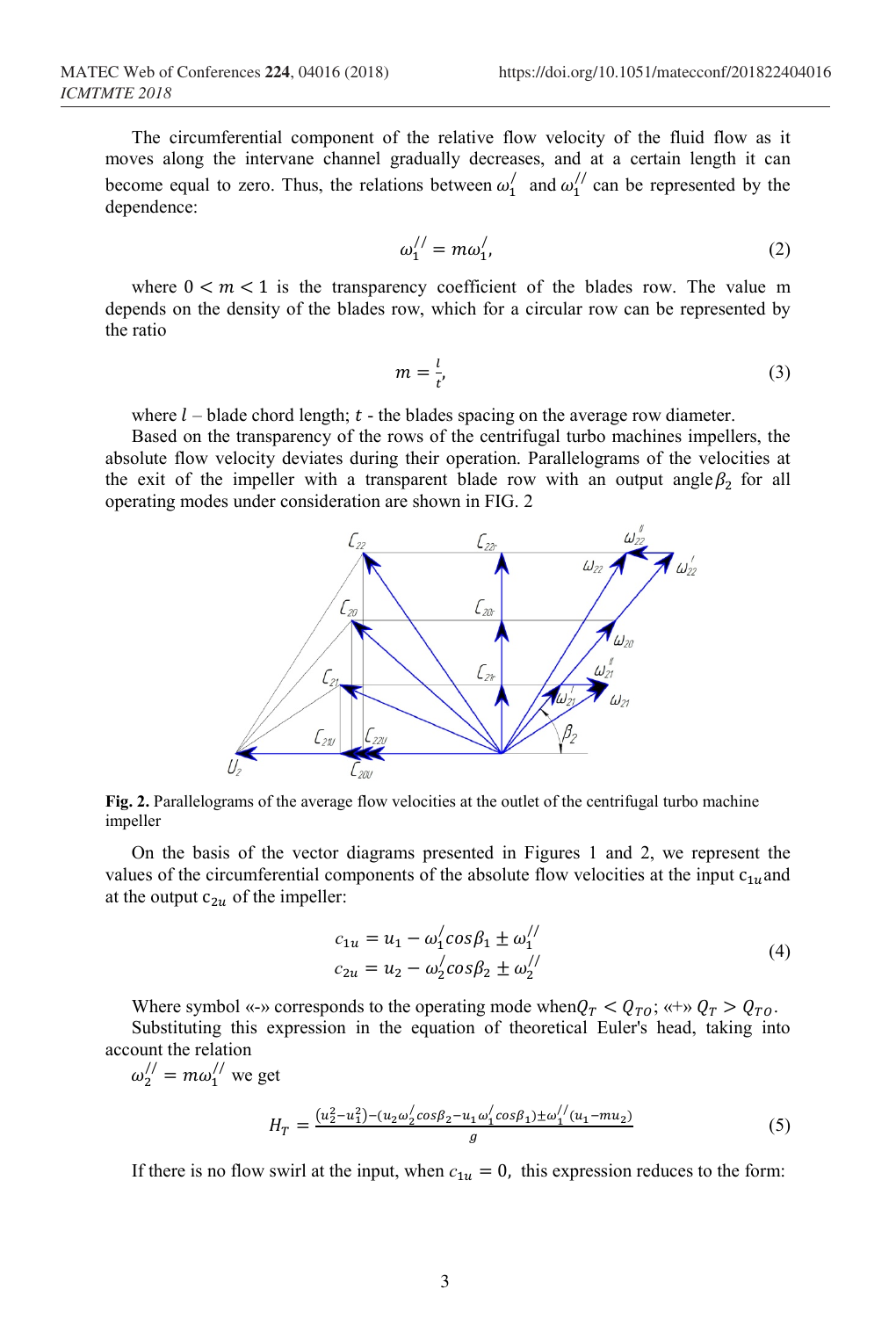The circumferential component of the relative flow velocity of the fluid flow as it moves along the intervane channel gradually decreases, and at a certain length it can become equal to zero. Thus, the relations between $\omega_1^{/}$ and $\omega_1^{//}$ can be represented by the dependence:

$$\omega_1^{//} = m\omega_1^{/}, \tag{2}$$

where $0 < m < 1$ is the transparency coefficient of the blades row. The value m depends on the density of the blades row, which for a circular row can be represented by the ratio

$$m = \frac{l}{t}, \tag{3}$$

where $l$ – blade chord length; $t$ - the blades spacing on the average row diameter.

Based on the transparency of the rows of the centrifugal turbo machines impellers, the absolute flow velocity deviates during their operation. Parallelograms of the velocities at the exit of the impeller with a transparent blade row with an output angle $\beta_2$ for all operating modes under consideration are shown in FIG. 2

**Fig. 2.** Parallelograms of the average flow velocities at the outlet of the centrifugal turbo machine impeller

On the basis of the vector diagrams presented in Figures 1 and 2, we represent the values of the circumferential components of the absolute flow velocities at the input $c_{1u}$ and at the output $c_{2u}$ of the impeller:

$$\begin{aligned} c_{1u} &= u_1 - \omega_1^{/} \cos\beta_1 \pm \omega_1^{//} \\ c_{2u} &= u_2 - \omega_2^{/} \cos\beta_2 \pm \omega_2^{//} \end{aligned} \tag{4}$$

Where symbol «-» corresponds to the operating mode when $Q_T < Q_{TO}$; «+» $Q_T > Q_{TO}$.

Substituting this expression in the equation of theoretical Euler's head, taking into account the relation

$\omega_2^{//} = m\omega_1^{//}$ we get

$$H_T = \frac{(u_2^2 - u_1^2) - (u_2 \omega_2^{/} \cos\beta_2 - u_1 \omega_1^{/} \cos\beta_1) \pm \omega_1^{//}(u_1 - m u_2)}{g} \tag{5}$$

If there is no flow swirl at the input, when $c_{1u} = 0$, this expression reduces to the form: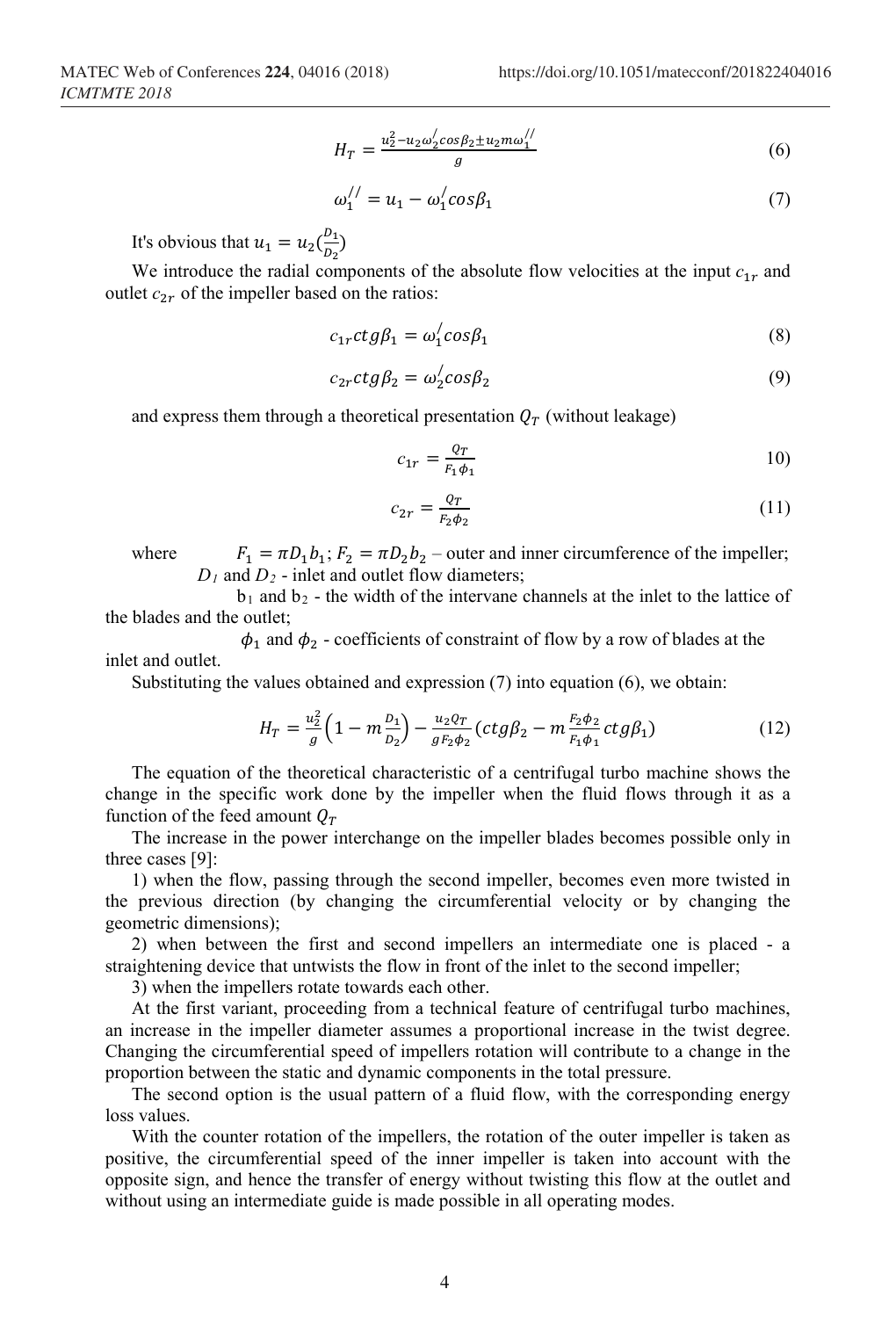$$H_T = \frac{u_2^2 - u_2 \omega_2^/ \cos\beta_2 \pm u_2 m \omega_1^{//}}{g} \tag{6}$$

$$\omega_1^{//} = u_1 - \omega_1^/ \cos\beta_1 \tag{7}$$

It's obvious that $u_1 = u_2\left(\frac{D_1}{D_2}\right)$

We introduce the radial components of the absolute flow velocities at the input $c_{1r}$ and outlet $c_{2r}$ of the impeller based on the ratios:

$$c_{1r} ctg\beta_1 = \omega_1^/ \cos\beta_1 \tag{8}$$

$$c_{2r} ctg\beta_2 = \omega_2^/ \cos\beta_2 \tag{9}$$

and express them through a theoretical presentation $Q_T$ (without leakage)

$$c_{1r} = \frac{Q_T}{F_1 \phi_1} \tag{10}$$

$$c_{2r} = \frac{Q_T}{F_2 \phi_2} \tag{11}$$

where $F_1 = \pi D_1 b_1$; $F_2 = \pi D_2 b_2$ – outer and inner circumference of the impeller;
$D_1$ and $D_2$ - inlet and outlet flow diameters;
$b_1$ and $b_2$ - the width of the intervane channels at the inlet to the lattice of the blades and the outlet;
$\phi_1$ and $\phi_2$ - coefficients of constraint of flow by a row of blades at the inlet and outlet.

Substituting the values obtained and expression (7) into equation (6), we obtain:

$$H_T = \frac{u_2^2}{g}\left(1 - m\frac{D_1}{D_2}\right) - \frac{u_2 Q_T}{g F_2 \phi_2}\left(ctg\beta_2 - m\frac{F_2 \phi_2}{F_1 \phi_1} ctg\beta_1\right) \tag{12}$$

The equation of the theoretical characteristic of a centrifugal turbo machine shows the change in the specific work done by the impeller when the fluid flows through it as a function of the feed amount $Q_T$

The increase in the power interchange on the impeller blades becomes possible only in three cases [9]:

1) when the flow, passing through the second impeller, becomes even more twisted in the previous direction (by changing the circumferential velocity or by changing the geometric dimensions);

2) when between the first and second impellers an intermediate one is placed - a straightening device that untwists the flow in front of the inlet to the second impeller;

3) when the impellers rotate towards each other.

At the first variant, proceeding from a technical feature of centrifugal turbo machines, an increase in the impeller diameter assumes a proportional increase in the twist degree. Changing the circumferential speed of impellers rotation will contribute to a change in the proportion between the static and dynamic components in the total pressure.

The second option is the usual pattern of a fluid flow, with the corresponding energy loss values.

With the counter rotation of the impellers, the rotation of the outer impeller is taken as positive, the circumferential speed of the inner impeller is taken into account with the opposite sign, and hence the transfer of energy without twisting this flow at the outlet and without using an intermediate guide is made possible in all operating modes.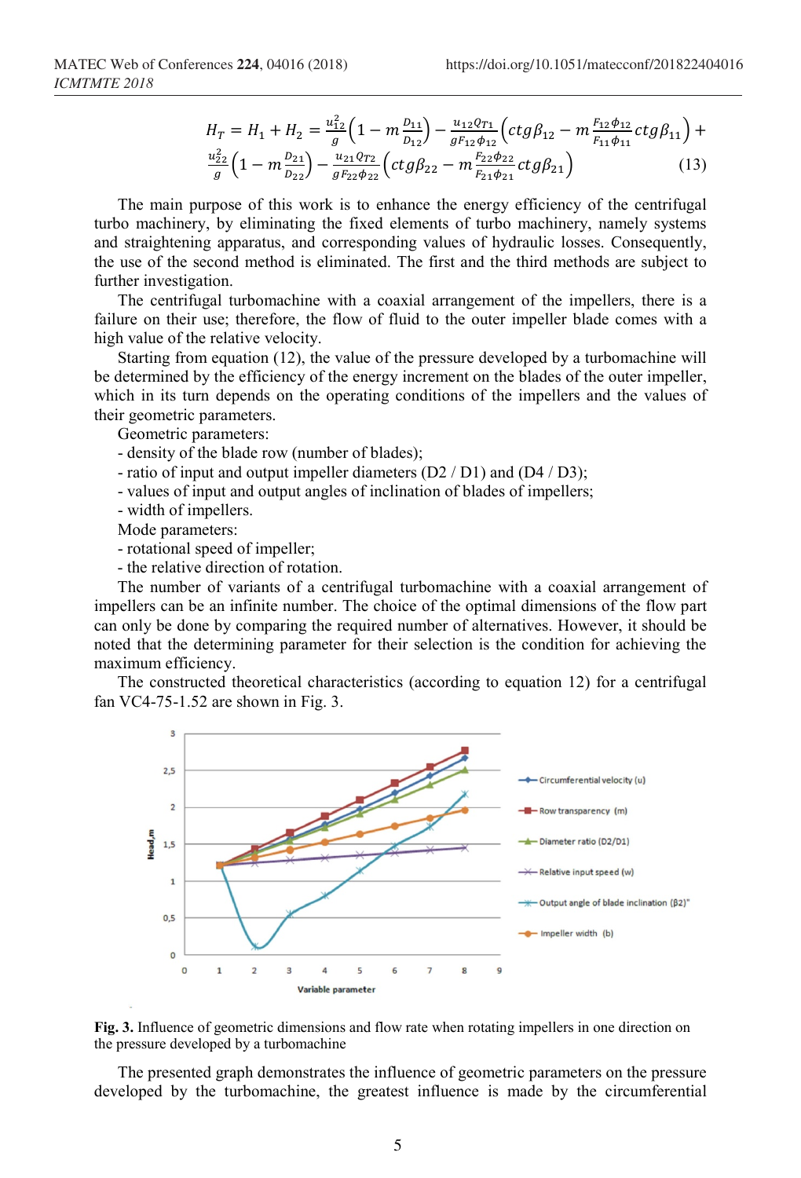$$H_T = H_1 + H_2 = \frac{u_{12}^2}{g}\left(1 - m\frac{D_{11}}{D_{12}}\right) - \frac{u_{12}Q_{T1}}{gF_{12}\phi_{12}}\left(ctg\beta_{12} - m\frac{F_{12}\phi_{12}}{F_{11}\phi_{11}}ctg\beta_{11}\right) + \frac{u_{22}^2}{g}\left(1 - m\frac{D_{21}}{D_{22}}\right) - \frac{u_{21}Q_{T2}}{gF_{22}\Phi_{22}}\left(ctg\beta_{22} - m\frac{F_{22}\phi_{22}}{F_{21}\phi_{21}}ctg\beta_{21}\right) \quad (13)$$

The main purpose of this work is to enhance the energy efficiency of the centrifugal turbo machinery, by eliminating the fixed elements of turbo machinery, namely systems and straightening apparatus, and corresponding values of hydraulic losses. Consequently, the use of the second method is eliminated. The first and the third methods are subject to further investigation.

The centrifugal turbomachine with a coaxial arrangement of the impellers, there is a failure on their use; therefore, the flow of fluid to the outer impeller blade comes with a high value of the relative velocity.

Starting from equation (12), the value of the pressure developed by a turbomachine will be determined by the efficiency of the energy increment on the blades of the outer impeller, which in its turn depends on the operating conditions of the impellers and the values of their geometric parameters.

Geometric parameters:

- density of the blade row (number of blades);
- ratio of input and output impeller diameters (D2 / D1) and (D4 / D3);
- values of input and output angles of inclination of blades of impellers;
- width of impellers.

Mode parameters:

- rotational speed of impeller;
- the relative direction of rotation.

The number of variants of a centrifugal turbomachine with a coaxial arrangement of impellers can be an infinite number. The choice of the optimal dimensions of the flow part can only be done by comparing the required number of alternatives. However, it should be noted that the determining parameter for their selection is the condition for achieving the maximum efficiency.

The constructed theoretical characteristics (according to equation 12) for a centrifugal fan VC4-75-1.52 are shown in Fig. 3.

**Fig. 3.** Influence of geometric dimensions and flow rate when rotating impellers in one direction on the pressure developed by a turbomachine

The presented graph demonstrates the influence of geometric parameters on the pressure developed by the turbomachine, the greatest influence is made by the circumferential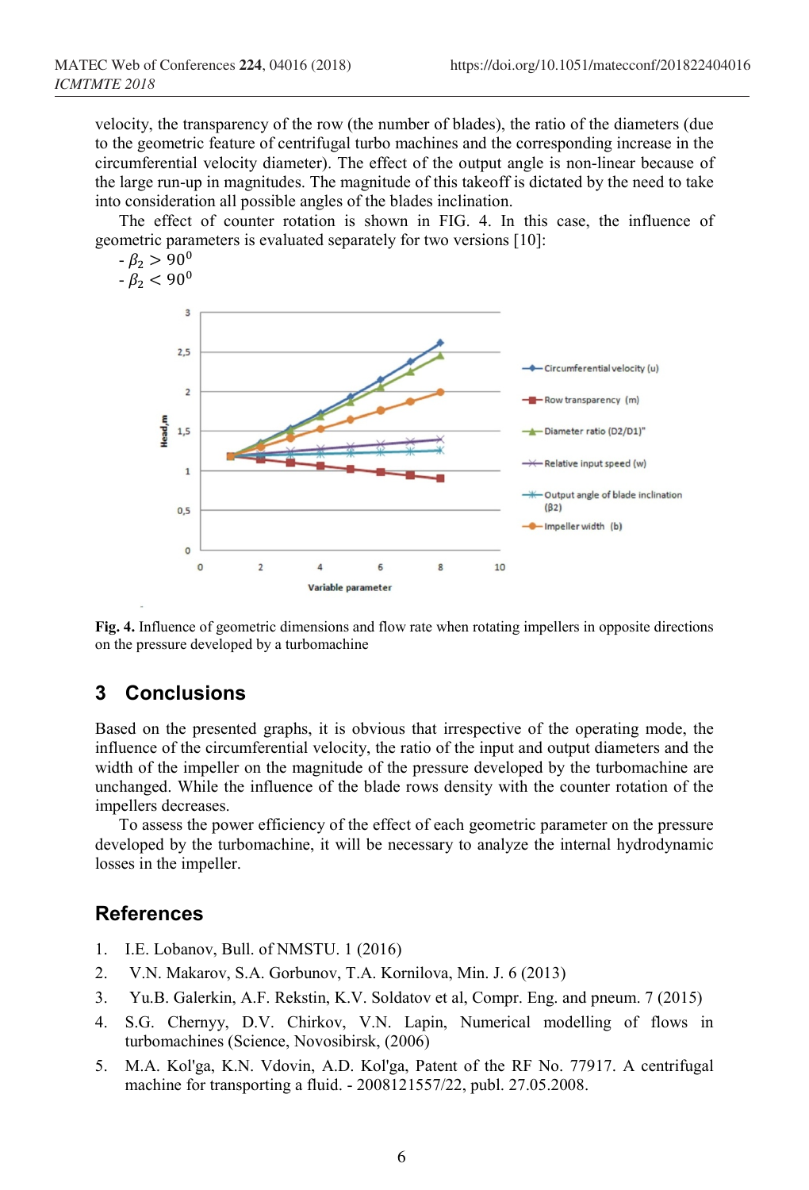velocity, the transparency of the row (the number of blades), the ratio of the diameters (due to the geometric feature of centrifugal turbo machines and the corresponding increase in the circumferential velocity diameter). The effect of the output angle is non-linear because of the large run-up in magnitudes. The magnitude of this takeoff is dictated by the need to take into consideration all possible angles of the blades inclination.

The effect of counter rotation is shown in FIG. 4. In this case, the influence of geometric parameters is evaluated separately for two versions [10]:

- $\beta_2 > 90^0$
- $\beta_2 < 90^0$

**Fig. 4.** Influence of geometric dimensions and flow rate when rotating impellers in opposite directions on the pressure developed by a turbomachine

## 3 Conclusions

Based on the presented graphs, it is obvious that irrespective of the operating mode, the influence of the circumferential velocity, the ratio of the input and output diameters and the width of the impeller on the magnitude of the pressure developed by the turbomachine are unchanged. While the influence of the blade rows density with the counter rotation of the impellers decreases.

To assess the power efficiency of the effect of each geometric parameter on the pressure developed by the turbomachine, it will be necessary to analyze the internal hydrodynamic losses in the impeller.

## References

1. I.E. Lobanov, Bull. of NMSTU. 1 (2016)
2. V.N. Makarov, S.A. Gorbunov, T.A. Kornilova, Min. J. 6 (2013)
3. Yu.B. Galerkin, A.F. Rekstin, K.V. Soldatov et al, Compr. Eng. and pneum. 7 (2015)
4. S.G. Chernyy, D.V. Chirkov, V.N. Lapin, Numerical modelling of flows in turbomachines (Science, Novosibirsk, (2006)
5. M.A. Kol'ga, K.N. Vdovin, A.D. Kol'ga, Patent of the RF No. 77917. A centrifugal machine for transporting a fluid. - 2008121557/22, publ. 27.05.2008.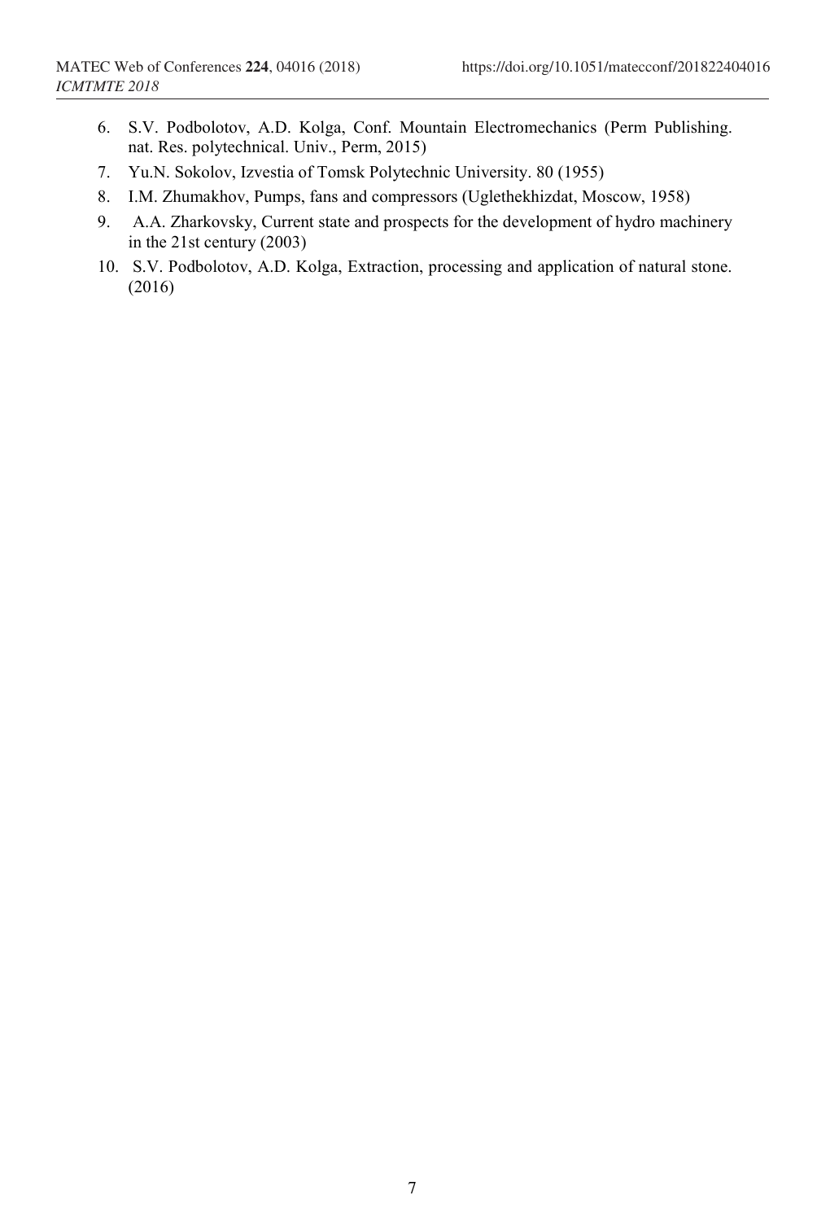6. S.V. Podbolotov, A.D. Kolga, Conf. Mountain Electromechanics (Perm Publishing. nat. Res. polytechnical. Univ., Perm, 2015)
7. Yu.N. Sokolov, Izvestia of Tomsk Polytechnic University. 80 (1955)
8. I.M. Zhumakhov, Pumps, fans and compressors (Uglethekhizdat, Moscow, 1958)
9. A.A. Zharkovsky, Current state and prospects for the development of hydro machinery in the 21st century (2003)
10. S.V. Podbolotov, A.D. Kolga, Extraction, processing and application of natural stone. (2016)